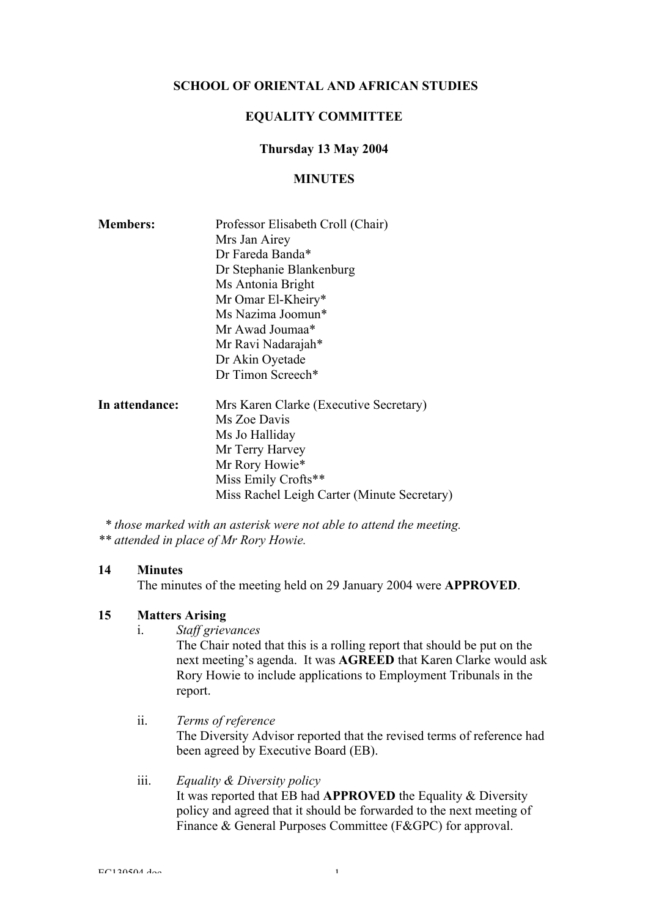**SCHOOL OF ORIENTAL AND AFRICAN STUDIES**

**EQUALITY COMMITTEE**

**Thursday 13 May 2004**

**MINUTES**

**Members:**

Professor Elisabeth Croll (Chair)
Mrs Jan Airey
Dr Fareda Banda*
Dr Stephanie Blankenburg
Ms Antonia Bright
Mr Omar El-Kheiry*
Ms Nazima Joomun*
Mr Awad Joumaa*
Mr Ravi Nadarajah*
Dr Akin Oyetade
Dr Timon Screech*

**In attendance:**

Mrs Karen Clarke (Executive Secretary)
Ms Zoe Davis
Ms Jo Halliday
Mr Terry Harvey
Mr Rory Howie*
Miss Emily Crofts**
Miss Rachel Leigh Carter (Minute Secretary)

*\* those marked with an asterisk were not able to attend the meeting.*
*\*\* attended in place of Mr Rory Howie.*

**14 Minutes**

The minutes of the meeting held on 29 January 2004 were **APPROVED**.

**15 Matters Arising**

i. *Staff grievances*

The Chair noted that this is a rolling report that should be put on the next meeting's agenda. It was **AGREED** that Karen Clarke would ask Rory Howie to include applications to Employment Tribunals in the report.

ii. *Terms of reference*

The Diversity Advisor reported that the revised terms of reference had been agreed by Executive Board (EB).

iii. *Equality & Diversity policy*

It was reported that EB had **APPROVED** the Equality & Diversity policy and agreed that it should be forwarded to the next meeting of Finance & General Purposes Committee (F&GPC) for approval.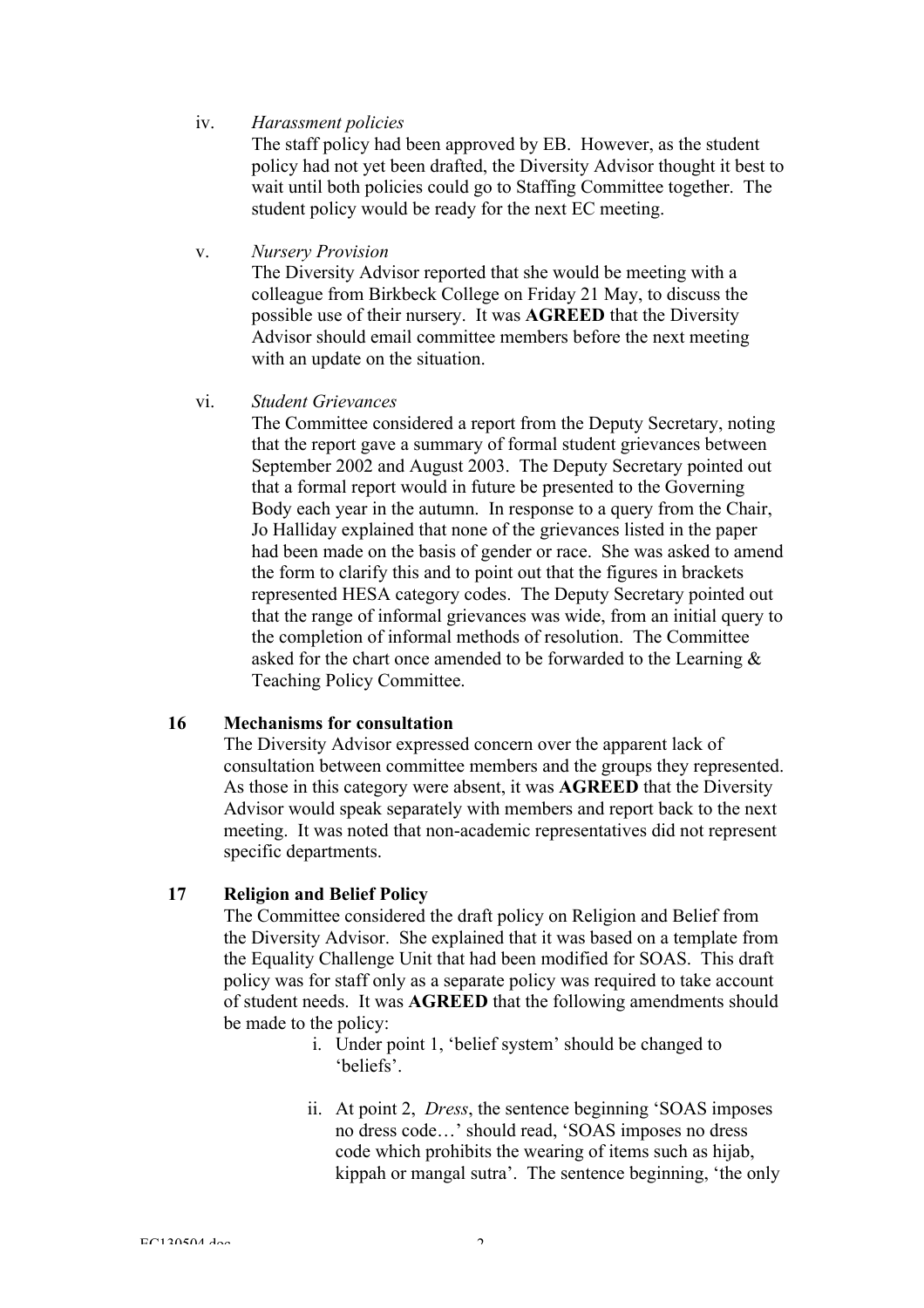iv. *Harassment policies*

The staff policy had been approved by EB. However, as the student policy had not yet been drafted, the Diversity Advisor thought it best to wait until both policies could go to Staffing Committee together. The student policy would be ready for the next EC meeting.

v. *Nursery Provision*

The Diversity Advisor reported that she would be meeting with a colleague from Birkbeck College on Friday 21 May, to discuss the possible use of their nursery. It was **AGREED** that the Diversity Advisor should email committee members before the next meeting with an update on the situation.

vi. *Student Grievances*

The Committee considered a report from the Deputy Secretary, noting that the report gave a summary of formal student grievances between September 2002 and August 2003. The Deputy Secretary pointed out that a formal report would in future be presented to the Governing Body each year in the autumn. In response to a query from the Chair, Jo Halliday explained that none of the grievances listed in the paper had been made on the basis of gender or race. She was asked to amend the form to clarify this and to point out that the figures in brackets represented HESA category codes. The Deputy Secretary pointed out that the range of informal grievances was wide, from an initial query to the completion of informal methods of resolution. The Committee asked for the chart once amended to be forwarded to the Learning & Teaching Policy Committee.

**16 Mechanisms for consultation**

The Diversity Advisor expressed concern over the apparent lack of consultation between committee members and the groups they represented. As those in this category were absent, it was **AGREED** that the Diversity Advisor would speak separately with members and report back to the next meeting. It was noted that non-academic representatives did not represent specific departments.

**17 Religion and Belief Policy**

The Committee considered the draft policy on Religion and Belief from the Diversity Advisor. She explained that it was based on a template from the Equality Challenge Unit that had been modified for SOAS. This draft policy was for staff only as a separate policy was required to take account of student needs. It was **AGREED** that the following amendments should be made to the policy:

i. Under point 1, 'belief system' should be changed to 'beliefs'.

ii. At point 2, *Dress*, the sentence beginning 'SOAS imposes no dress code…' should read, 'SOAS imposes no dress code which prohibits the wearing of items such as hijab, kippah or mangal sutra'. The sentence beginning, 'the only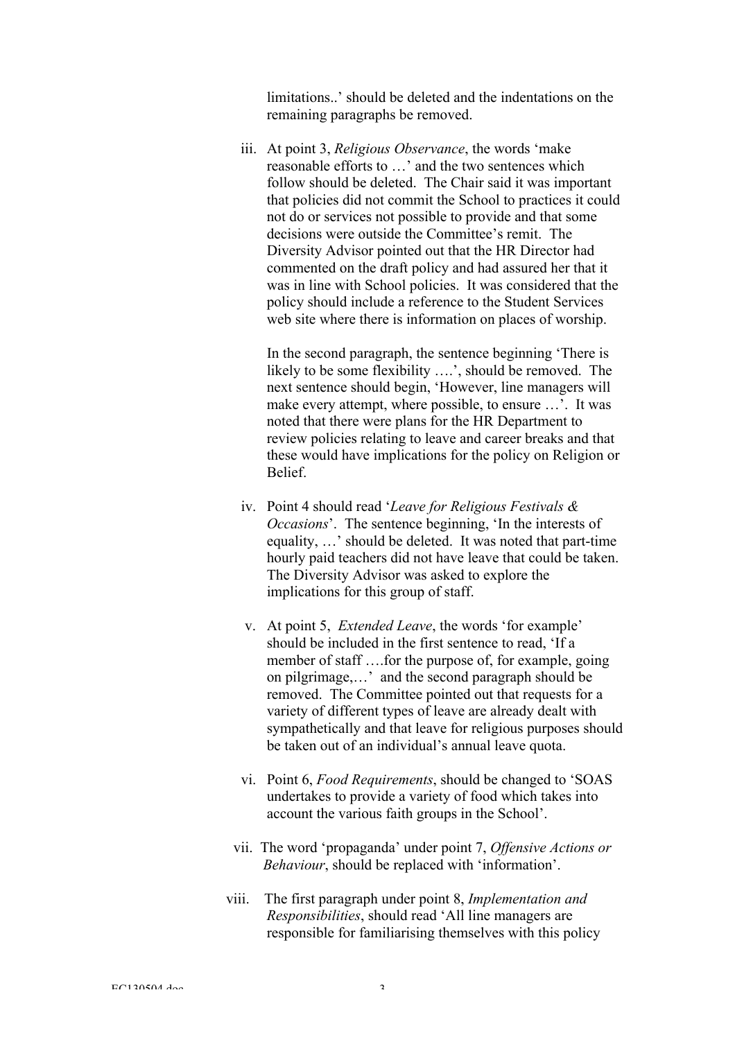limitations..' should be deleted and the indentations on the remaining paragraphs be removed.

iii. At point 3, *Religious Observance*, the words 'make reasonable efforts to …' and the two sentences which follow should be deleted. The Chair said it was important that policies did not commit the School to practices it could not do or services not possible to provide and that some decisions were outside the Committee's remit. The Diversity Advisor pointed out that the HR Director had commented on the draft policy and had assured her that it was in line with School policies. It was considered that the policy should include a reference to the Student Services web site where there is information on places of worship.

   In the second paragraph, the sentence beginning 'There is likely to be some flexibility ….', should be removed. The next sentence should begin, 'However, line managers will make every attempt, where possible, to ensure …'. It was noted that there were plans for the HR Department to review policies relating to leave and career breaks and that these would have implications for the policy on Religion or Belief.

iv. Point 4 should read '*Leave for Religious Festivals & Occasions*'. The sentence beginning, 'In the interests of equality, …' should be deleted. It was noted that part-time hourly paid teachers did not have leave that could be taken. The Diversity Advisor was asked to explore the implications for this group of staff.

v. At point 5, *Extended Leave*, the words 'for example' should be included in the first sentence to read, 'If a member of staff ….for the purpose of, for example, going on pilgrimage,…' and the second paragraph should be removed. The Committee pointed out that requests for a variety of different types of leave are already dealt with sympathetically and that leave for religious purposes should be taken out of an individual's annual leave quota.

vi. Point 6, *Food Requirements*, should be changed to 'SOAS undertakes to provide a variety of food which takes into account the various faith groups in the School'.

vii. The word 'propaganda' under point 7, *Offensive Actions or Behaviour*, should be replaced with 'information'.

viii. The first paragraph under point 8, *Implementation and Responsibilities*, should read 'All line managers are responsible for familiarising themselves with this policy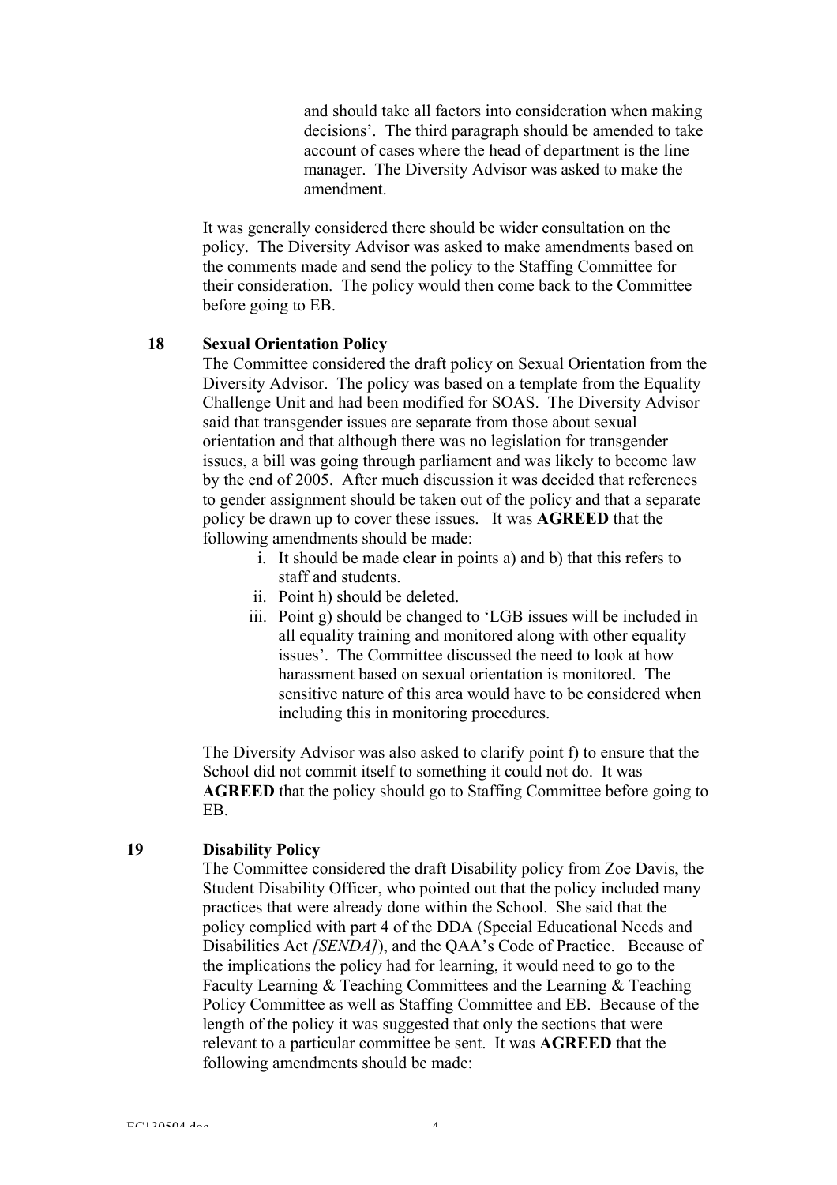and should take all factors into consideration when making decisions'. The third paragraph should be amended to take account of cases where the head of department is the line manager. The Diversity Advisor was asked to make the amendment.

It was generally considered there should be wider consultation on the policy. The Diversity Advisor was asked to make amendments based on the comments made and send the policy to the Staffing Committee for their consideration. The policy would then come back to the Committee before going to EB.

**18 Sexual Orientation Policy**

The Committee considered the draft policy on Sexual Orientation from the Diversity Advisor. The policy was based on a template from the Equality Challenge Unit and had been modified for SOAS. The Diversity Advisor said that transgender issues are separate from those about sexual orientation and that although there was no legislation for transgender issues, a bill was going through parliament and was likely to become law by the end of 2005. After much discussion it was decided that references to gender assignment should be taken out of the policy and that a separate policy be drawn up to cover these issues. It was **AGREED** that the following amendments should be made:

i. It should be made clear in points a) and b) that this refers to staff and students.
ii. Point h) should be deleted.
iii. Point g) should be changed to 'LGB issues will be included in all equality training and monitored along with other equality issues'. The Committee discussed the need to look at how harassment based on sexual orientation is monitored. The sensitive nature of this area would have to be considered when including this in monitoring procedures.

The Diversity Advisor was also asked to clarify point f) to ensure that the School did not commit itself to something it could not do. It was **AGREED** that the policy should go to Staffing Committee before going to EB.

**19 Disability Policy**

The Committee considered the draft Disability policy from Zoe Davis, the Student Disability Officer, who pointed out that the policy included many practices that were already done within the School. She said that the policy complied with part 4 of the DDA (Special Educational Needs and Disabilities Act *[SENDA]*), and the QAA's Code of Practice. Because of the implications the policy had for learning, it would need to go to the Faculty Learning & Teaching Committees and the Learning & Teaching Policy Committee as well as Staffing Committee and EB. Because of the length of the policy it was suggested that only the sections that were relevant to a particular committee be sent. It was **AGREED** that the following amendments should be made: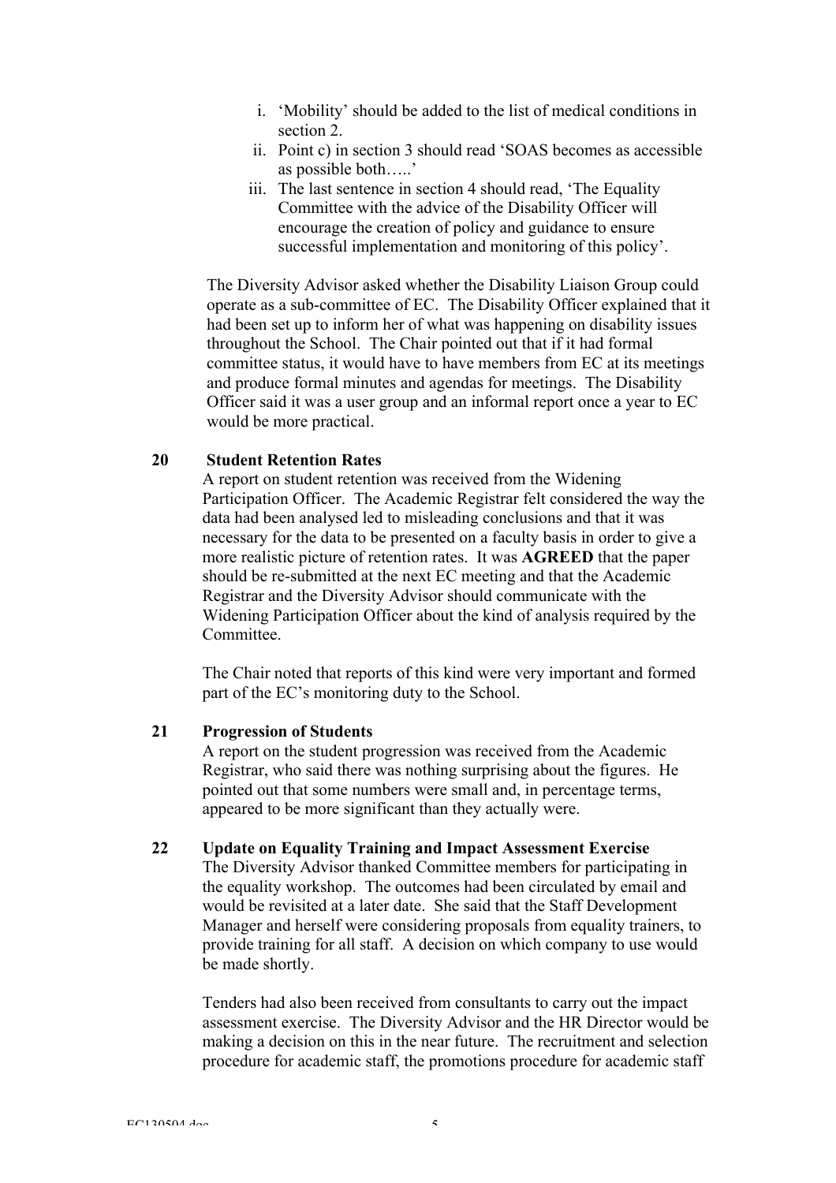i. 'Mobility' should be added to the list of medical conditions in section 2.
ii. Point c) in section 3 should read 'SOAS becomes as accessible as possible both…..'
iii. The last sentence in section 4 should read, 'The Equality Committee with the advice of the Disability Officer will encourage the creation of policy and guidance to ensure successful implementation and monitoring of this policy'.

The Diversity Advisor asked whether the Disability Liaison Group could operate as a sub-committee of EC. The Disability Officer explained that it had been set up to inform her of what was happening on disability issues throughout the School. The Chair pointed out that if it had formal committee status, it would have to have members from EC at its meetings and produce formal minutes and agendas for meetings. The Disability Officer said it was a user group and an informal report once a year to EC would be more practical.

**20 Student Retention Rates**

A report on student retention was received from the Widening Participation Officer. The Academic Registrar felt considered the way the data had been analysed led to misleading conclusions and that it was necessary for the data to be presented on a faculty basis in order to give a more realistic picture of retention rates. It was **AGREED** that the paper should be re-submitted at the next EC meeting and that the Academic Registrar and the Diversity Advisor should communicate with the Widening Participation Officer about the kind of analysis required by the Committee.

The Chair noted that reports of this kind were very important and formed part of the EC's monitoring duty to the School.

**21 Progression of Students**

A report on the student progression was received from the Academic Registrar, who said there was nothing surprising about the figures. He pointed out that some numbers were small and, in percentage terms, appeared to be more significant than they actually were.

**22 Update on Equality Training and Impact Assessment Exercise**

The Diversity Advisor thanked Committee members for participating in the equality workshop. The outcomes had been circulated by email and would be revisited at a later date. She said that the Staff Development Manager and herself were considering proposals from equality trainers, to provide training for all staff. A decision on which company to use would be made shortly.

Tenders had also been received from consultants to carry out the impact assessment exercise. The Diversity Advisor and the HR Director would be making a decision on this in the near future. The recruitment and selection procedure for academic staff, the promotions procedure for academic staff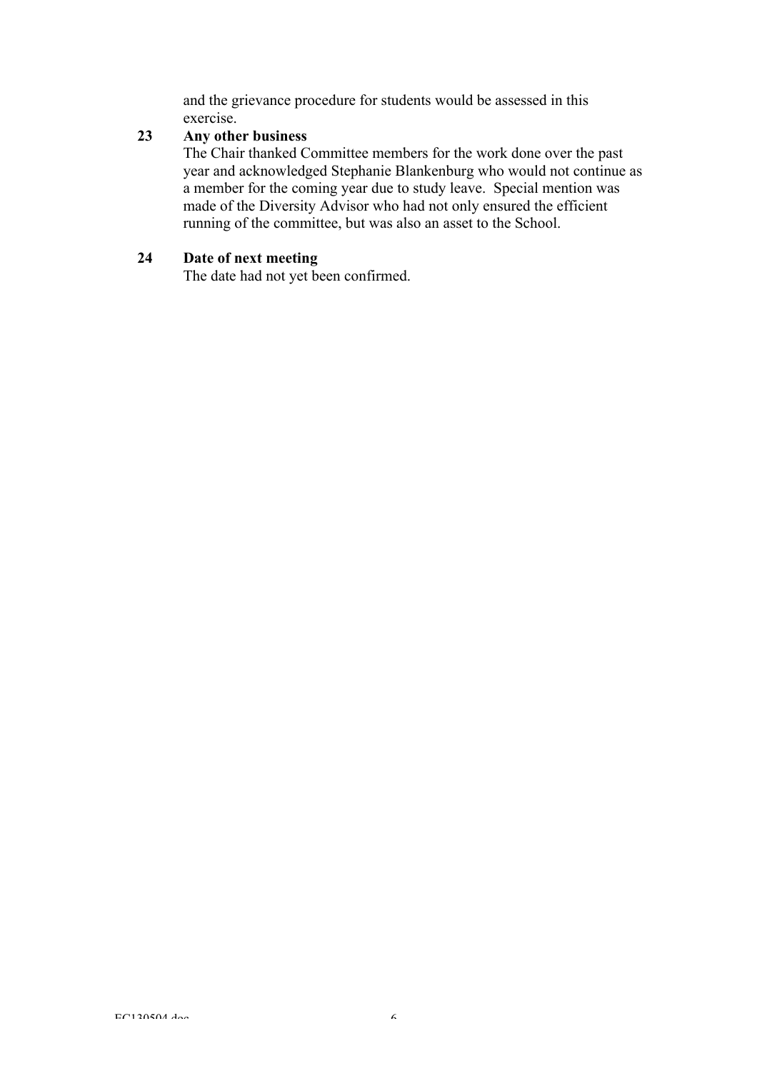and the grievance procedure for students would be assessed in this exercise.

**23 Any other business**

The Chair thanked Committee members for the work done over the past year and acknowledged Stephanie Blankenburg who would not continue as a member for the coming year due to study leave. Special mention was made of the Diversity Advisor who had not only ensured the efficient running of the committee, but was also an asset to the School.

**24 Date of next meeting**

The date had not yet been confirmed.